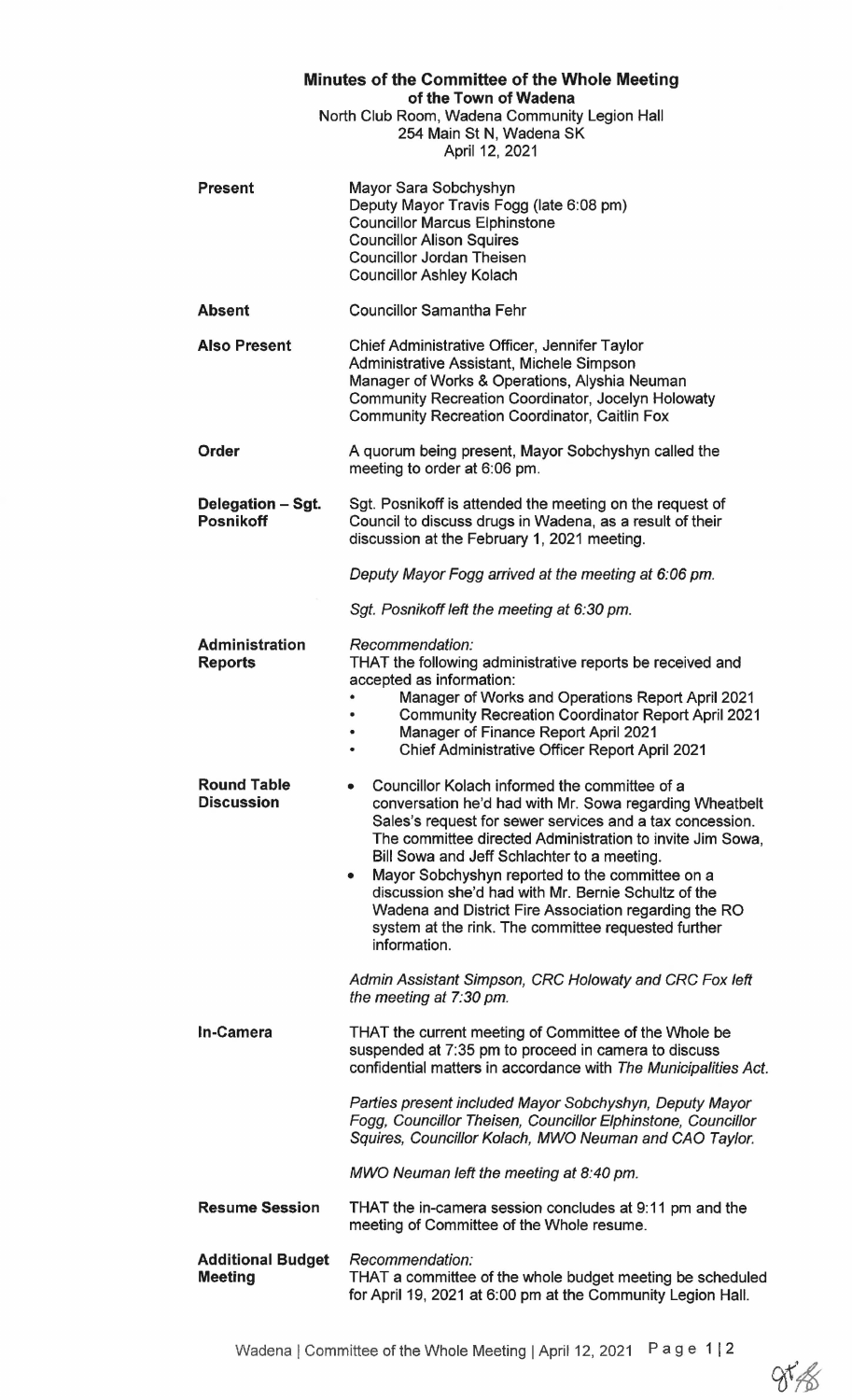# Minutes of the Committee of the Whole Meeting
## of the Town of Wadena

North Club Room, Wadena Community Legion Hall
254 Main St N, Wadena SK
April 12, 2021

**Present**

Mayor Sara Sobchyshyn
Deputy Mayor Travis Fogg (late 6:08 pm)
Councillor Marcus Elphinstone
Councillor Alison Squires
Councillor Jordan Theisen
Councillor Ashley Kolach

**Absent**

Councillor Samantha Fehr

**Also Present**

Chief Administrative Officer, Jennifer Taylor
Administrative Assistant, Michele Simpson
Manager of Works & Operations, Alyshia Neuman
Community Recreation Coordinator, Jocelyn Holowaty
Community Recreation Coordinator, Caitlin Fox

**Order**

A quorum being present, Mayor Sobchyshyn called the meeting to order at 6:06 pm.

**Delegation – Sgt. Posnikoff**

Sgt. Posnikoff is attended the meeting on the request of Council to discuss drugs in Wadena, as a result of their discussion at the February 1, 2021 meeting.

*Deputy Mayor Fogg arrived at the meeting at 6:06 pm.*

*Sgt. Posnikoff left the meeting at 6:30 pm.*

**Administration Reports**

*Recommendation:*
THAT the following administrative reports be received and accepted as information:

- Manager of Works and Operations Report April 2021
- Community Recreation Coordinator Report April 2021
- Manager of Finance Report April 2021
- Chief Administrative Officer Report April 2021

**Round Table Discussion**

- Councillor Kolach informed the committee of a conversation he'd had with Mr. Sowa regarding Wheatbelt Sales's request for sewer services and a tax concession. The committee directed Administration to invite Jim Sowa, Bill Sowa and Jeff Schlachter to a meeting.
- Mayor Sobchyshyn reported to the committee on a discussion she'd had with Mr. Bernie Schultz of the Wadena and District Fire Association regarding the RO system at the rink. The committee requested further information.

*Admin Assistant Simpson, CRC Holowaty and CRC Fox left the meeting at 7:30 pm.*

**In-Camera**

THAT the current meeting of Committee of the Whole be suspended at 7:35 pm to proceed in camera to discuss confidential matters in accordance with *The Municipalities Act*.

*Parties present included Mayor Sobchyshyn, Deputy Mayor Fogg, Councillor Theisen, Councillor Elphinstone, Councillor Squires, Councillor Kolach, MWO Neuman and CAO Taylor.*

*MWO Neuman left the meeting at 8:40 pm.*

**Resume Session**

THAT the in-camera session concludes at 9:11 pm and the meeting of Committee of the Whole resume.

**Additional Budget Meeting**

*Recommendation:*
THAT a committee of the whole budget meeting be scheduled for April 19, 2021 at 6:00 pm at the Community Legion Hall.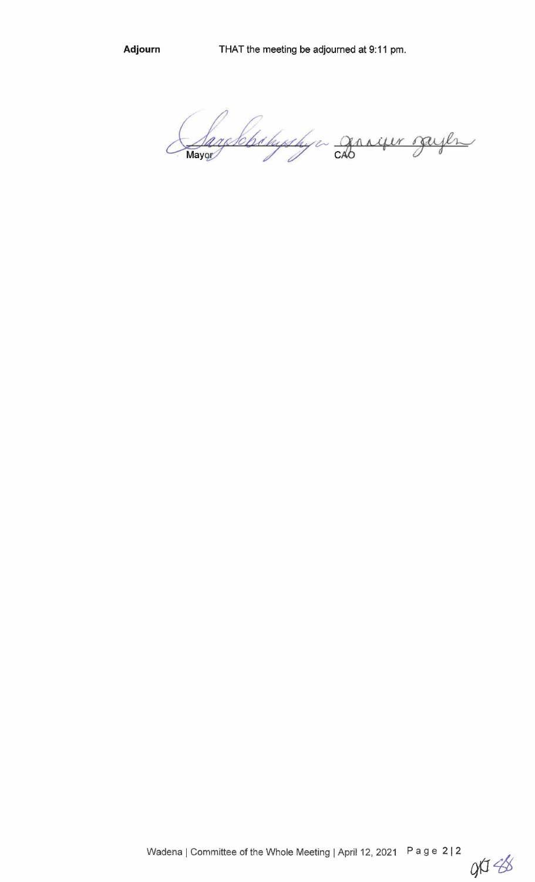**Adjourn** THAT the meeting be adjourned at 9:11 pm.

Mayor CAO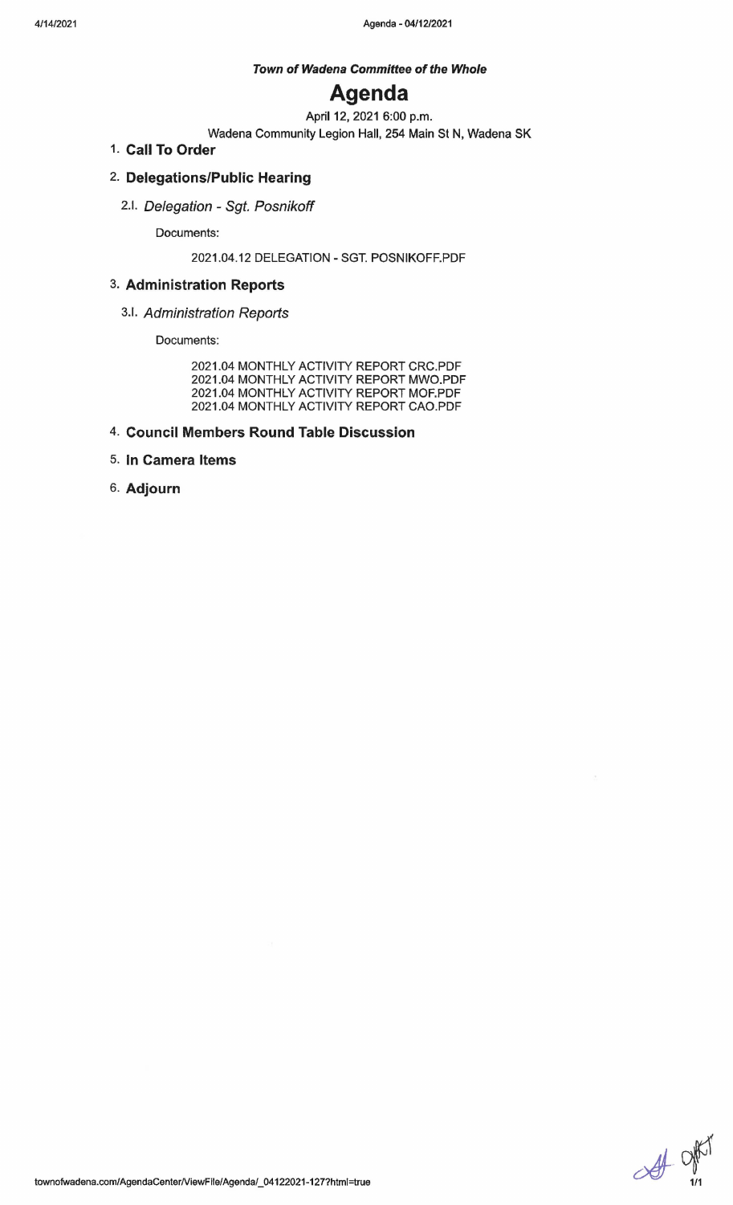***Town of Wadena Committee of the Whole***

# Agenda

April 12, 2021 6:00 p.m.

Wadena Community Legion Hall, 254 Main St N, Wadena SK

1. **Call To Order**
2. **Delegations/Public Hearing**
   - 2.I. *Delegation - Sgt. Posnikoff*

     Documents:

     2021.04.12 DELEGATION - SGT. POSNIKOFF.PDF
3. **Administration Reports**
   - 3.I. *Administration Reports*

     Documents:

     2021.04 MONTHLY ACTIVITY REPORT CRC.PDF
     2021.04 MONTHLY ACTIVITY REPORT MWO.PDF
     2021.04 MONTHLY ACTIVITY REPORT MOF.PDF
     2021.04 MONTHLY ACTIVITY REPORT CAO.PDF
4. **Council Members Round Table Discussion**
5. **In Camera Items**
6. **Adjourn**